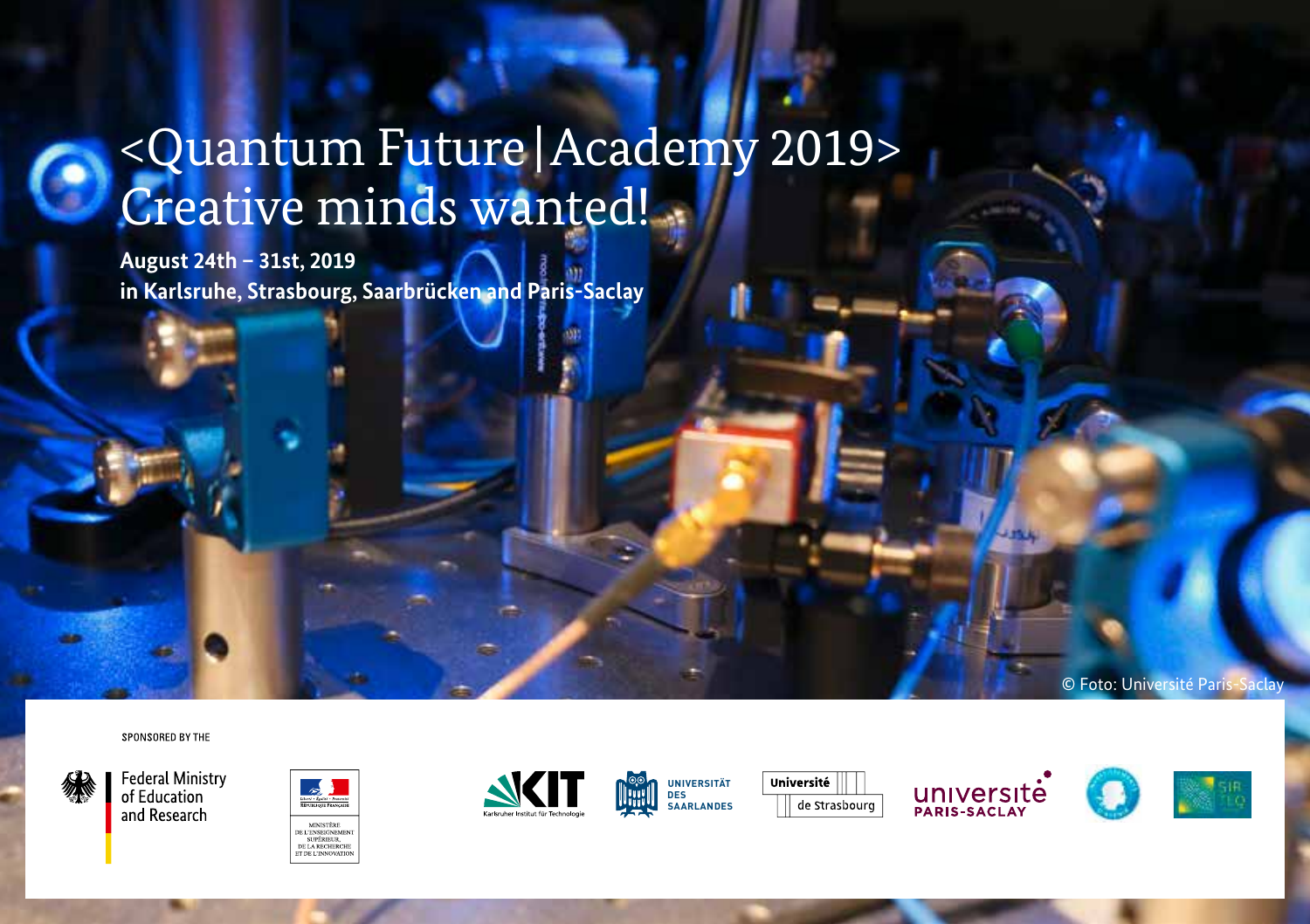# <Quantum Future | Academy 2019> Creative minds wanted!

**August 24th – 31st, 2019**
**in Karlsruhe, Strasbourg, Saarbrücken and Paris-Saclay**

© Foto: Université Paris-Saclay

SPONSORED BY THE

Federal Ministry of Education and Research

MINISTÈRE DE L'ENSEIGNEMENT SUPÉRIEUR, DE LA RECHERCHE ET DE L'INNOVATION

KIT Karlsruher Institut für Technologie

UNIVERSITÄT DES SAARLANDES

Université de Strasbourg

université PARIS-SACLAY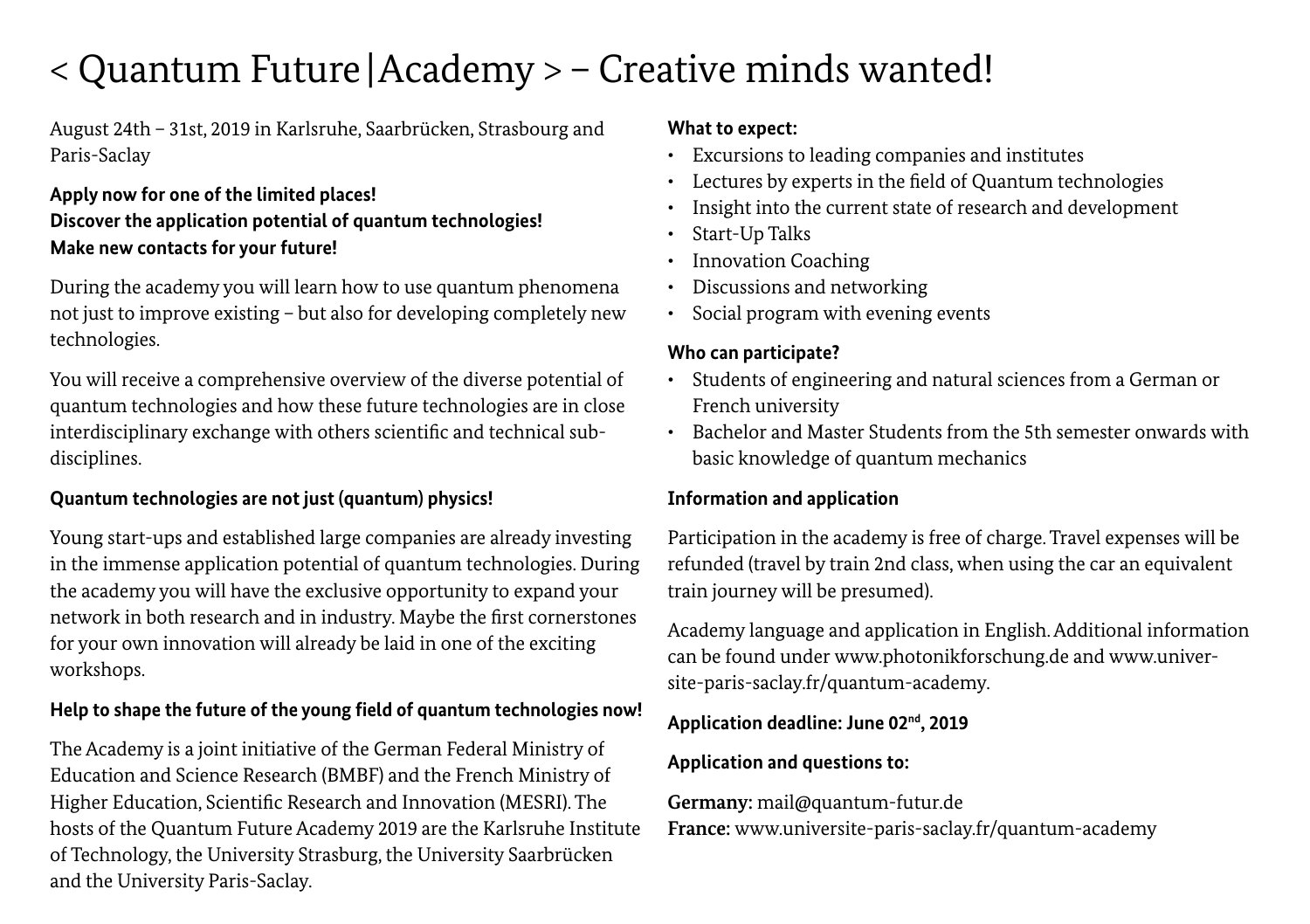# < Quantum Future|Academy > – Creative minds wanted!

August 24th – 31st, 2019 in Karlsruhe, Saarbrücken, Strasbourg and Paris-Saclay

**Apply now for one of the limited places!**
**Discover the application potential of quantum technologies!**
**Make new contacts for your future!**

During the academy you will learn how to use quantum phenomena not just to improve existing – but also for developing completely new technologies.

You will receive a comprehensive overview of the diverse potential of quantum technologies and how these future technologies are in close interdisciplinary exchange with others scientific and technical sub-disciplines.

**Quantum technologies are not just (quantum) physics!**

Young start-ups and established large companies are already investing in the immense application potential of quantum technologies. During the academy you will have the exclusive opportunity to expand your network in both research and in industry. Maybe the first cornerstones for your own innovation will already be laid in one of the exciting workshops.

**Help to shape the future of the young field of quantum technologies now!**

The Academy is a joint initiative of the German Federal Ministry of Education and Science Research (BMBF) and the French Ministry of Higher Education, Scientific Research and Innovation (MESRI). The hosts of the Quantum Future Academy 2019 are the Karlsruhe Institute of Technology, the University Strasburg, the University Saarbrücken and the University Paris-Saclay.

**What to expect:**

- Excursions to leading companies and institutes
- Lectures by experts in the field of Quantum technologies
- Insight into the current state of research and development
- Start-Up Talks
- Innovation Coaching
- Discussions and networking
- Social program with evening events

**Who can participate?**

- Students of engineering and natural sciences from a German or French university
- Bachelor and Master Students from the 5th semester onwards with basic knowledge of quantum mechanics

**Information and application**

Participation in the academy is free of charge. Travel expenses will be refunded (travel by train 2nd class, when using the car an equivalent train journey will be presumed).

Academy language and application in English. Additional information can be found under www.photonikforschung.de and www.universite-paris-saclay.fr/quantum-academy.

**Application deadline: June 02nd, 2019**

**Application and questions to:**

**Germany:** mail@quantum-futur.de
**France:** www.universite-paris-saclay.fr/quantum-academy